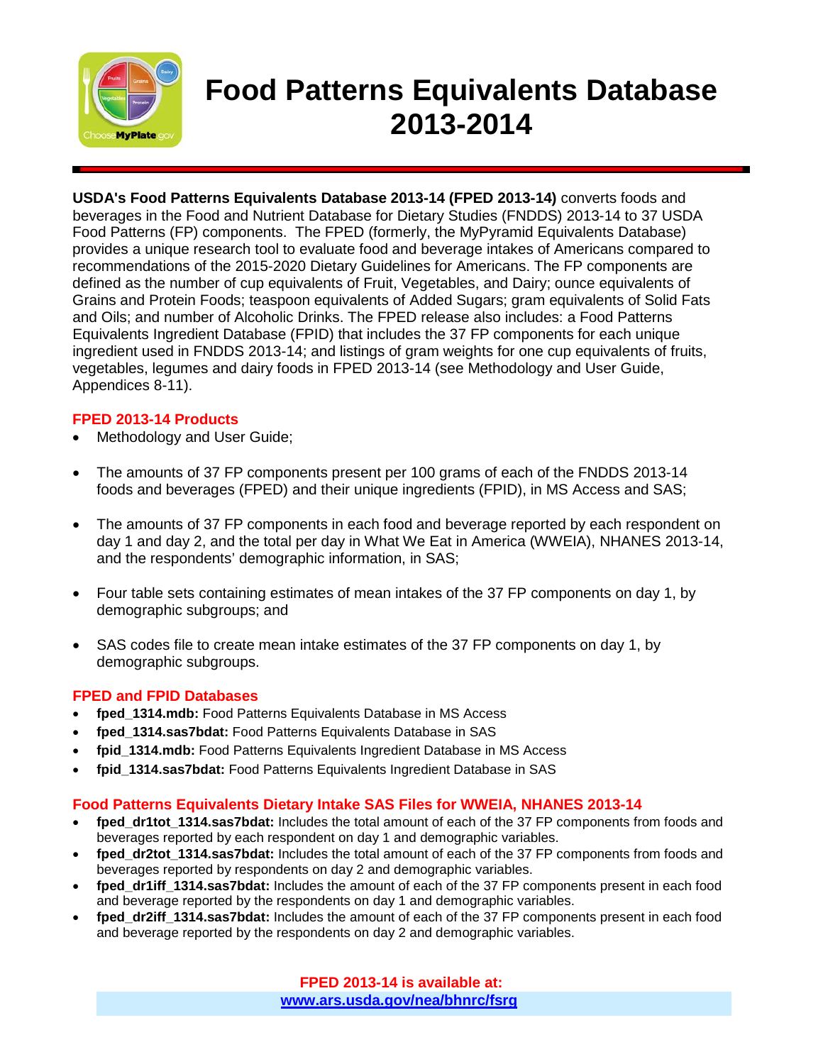# Food Patterns Equivalents Database 2013-2014

**USDA's Food Patterns Equivalents Database 2013-14 (FPED 2013-14)** converts foods and beverages in the Food and Nutrient Database for Dietary Studies (FNDDS) 2013-14 to 37 USDA Food Patterns (FP) components. The FPED (formerly, the MyPyramid Equivalents Database) provides a unique research tool to evaluate food and beverage intakes of Americans compared to recommendations of the 2015-2020 Dietary Guidelines for Americans. The FP components are defined as the number of cup equivalents of Fruit, Vegetables, and Dairy; ounce equivalents of Grains and Protein Foods; teaspoon equivalents of Added Sugars; gram equivalents of Solid Fats and Oils; and number of Alcoholic Drinks. The FPED release also includes: a Food Patterns Equivalents Ingredient Database (FPID) that includes the 37 FP components for each unique ingredient used in FNDDS 2013-14; and listings of gram weights for one cup equivalents of fruits, vegetables, legumes and dairy foods in FPED 2013-14 (see Methodology and User Guide, Appendices 8-11).

## FPED 2013-14 Products

- Methodology and User Guide;
- The amounts of 37 FP components present per 100 grams of each of the FNDDS 2013-14 foods and beverages (FPED) and their unique ingredients (FPID), in MS Access and SAS;
- The amounts of 37 FP components in each food and beverage reported by each respondent on day 1 and day 2, and the total per day in What We Eat in America (WWEIA), NHANES 2013-14, and the respondents' demographic information, in SAS;
- Four table sets containing estimates of mean intakes of the 37 FP components on day 1, by demographic subgroups; and
- SAS codes file to create mean intake estimates of the 37 FP components on day 1, by demographic subgroups.

## FPED and FPID Databases

- **fped_1314.mdb:** Food Patterns Equivalents Database in MS Access
- **fped_1314.sas7bdat:** Food Patterns Equivalents Database in SAS
- **fpid_1314.mdb:** Food Patterns Equivalents Ingredient Database in MS Access
- **fpid_1314.sas7bdat:** Food Patterns Equivalents Ingredient Database in SAS

## Food Patterns Equivalents Dietary Intake SAS Files for WWEIA, NHANES 2013-14

- **fped_dr1tot_1314.sas7bdat:** Includes the total amount of each of the 37 FP components from foods and beverages reported by each respondent on day 1 and demographic variables.
- **fped_dr2tot_1314.sas7bdat:** Includes the total amount of each of the 37 FP components from foods and beverages reported by respondents on day 2 and demographic variables.
- **fped_dr1iff_1314.sas7bdat:** Includes the amount of each of the 37 FP components present in each food and beverage reported by the respondents on day 1 and demographic variables.
- **fped_dr2iff_1314.sas7bdat:** Includes the amount of each of the 37 FP components present in each food and beverage reported by the respondents on day 2 and demographic variables.

**FPED 2013-14 is available at:**
**www.ars.usda.gov/nea/bhnrc/fsrg**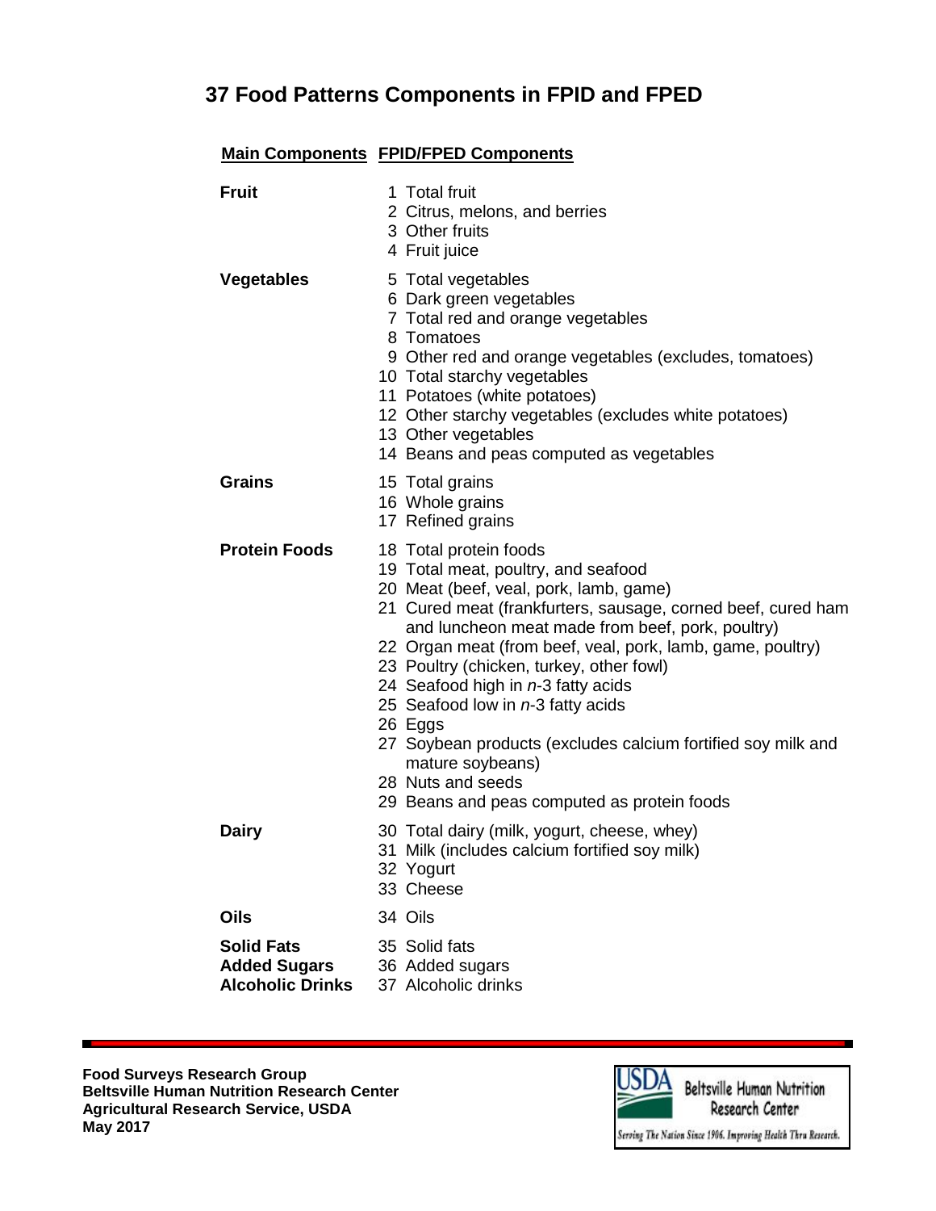# 37 Food Patterns Components in FPID and FPED

| Main Components | FPID/FPED Components |
|---|---|
| **Fruit** | 1 Total fruit |
| | 2 Citrus, melons, and berries |
| | 3 Other fruits |
| | 4 Fruit juice |
| **Vegetables** | 5 Total vegetables |
| | 6 Dark green vegetables |
| | 7 Total red and orange vegetables |
| | 8 Tomatoes |
| | 9 Other red and orange vegetables (excludes, tomatoes) |
| | 10 Total starchy vegetables |
| | 11 Potatoes (white potatoes) |
| | 12 Other starchy vegetables (excludes white potatoes) |
| | 13 Other vegetables |
| | 14 Beans and peas computed as vegetables |
| **Grains** | 15 Total grains |
| | 16 Whole grains |
| | 17 Refined grains |
| **Protein Foods** | 18 Total protein foods |
| | 19 Total meat, poultry, and seafood |
| | 20 Meat (beef, veal, pork, lamb, game) |
| | 21 Cured meat (frankfurters, sausage, corned beef, cured ham and luncheon meat made from beef, pork, poultry) |
| | 22 Organ meat (from beef, veal, pork, lamb, game, poultry) |
| | 23 Poultry (chicken, turkey, other fowl) |
| | 24 Seafood high in *n*-3 fatty acids |
| | 25 Seafood low in *n*-3 fatty acids |
| | 26 Eggs |
| | 27 Soybean products (excludes calcium fortified soy milk and mature soybeans) |
| | 28 Nuts and seeds |
| | 29 Beans and peas computed as protein foods |
| **Dairy** | 30 Total dairy (milk, yogurt, cheese, whey) |
| | 31 Milk (includes calcium fortified soy milk) |
| | 32 Yogurt |
| | 33 Cheese |
| **Oils** | 34 Oils |
| **Solid Fats** | 35 Solid fats |
| **Added Sugars** | 36 Added sugars |
| **Alcoholic Drinks** | 37 Alcoholic drinks |

**Food Surveys Research Group**
**Beltsville Human Nutrition Research Center**
**Agricultural Research Service, USDA**
**May 2017**

USDA Beltsville Human Nutrition Research Center

Serving The Nation Since 1906. Improving Health Thru Research.